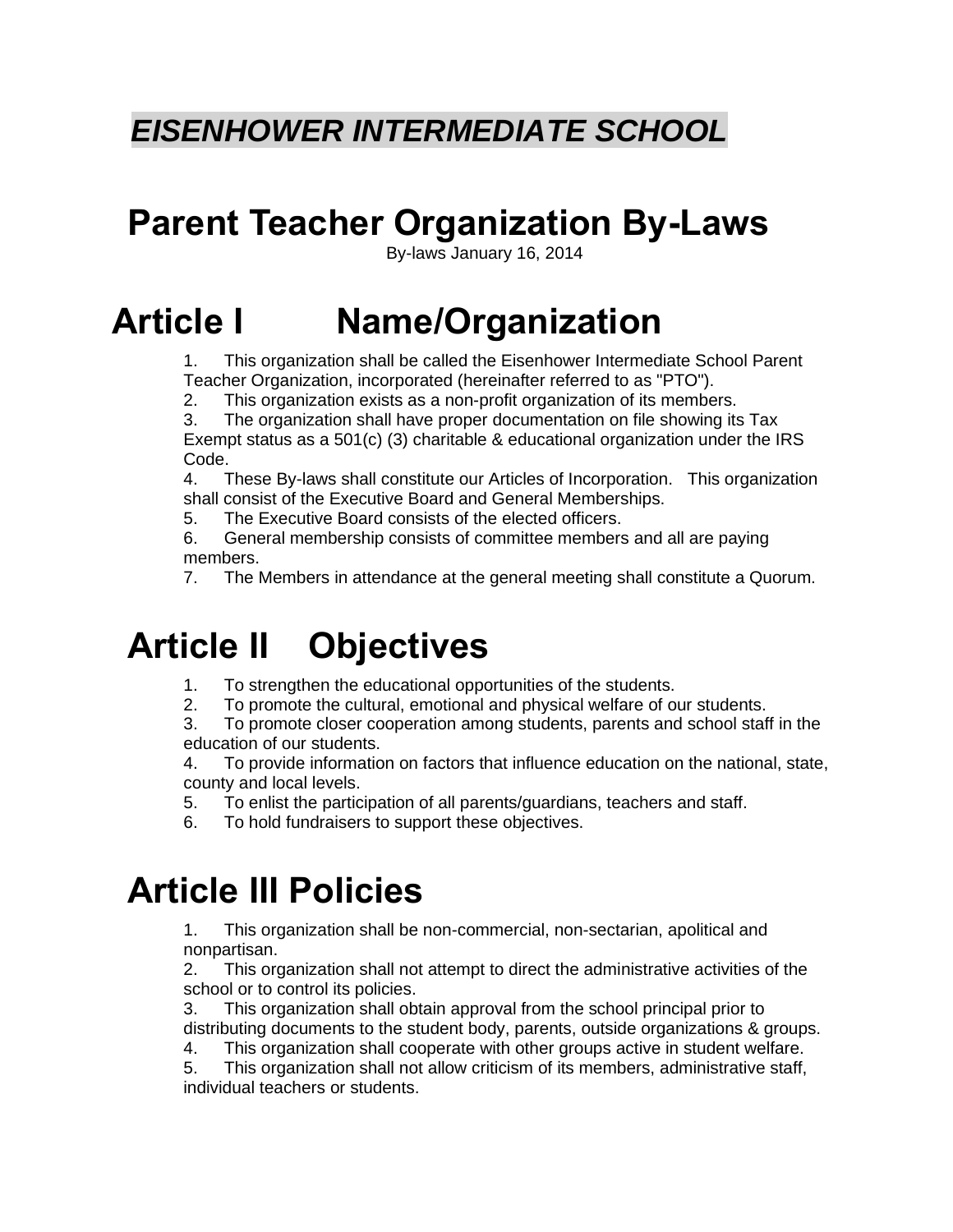***EISENHOWER INTERMEDIATE SCHOOL***

# Parent Teacher Organization By-Laws

By-laws January 16, 2014

## Article I Name/Organization

1. This organization shall be called the Eisenhower Intermediate School Parent Teacher Organization, incorporated (hereinafter referred to as "PTO").
2. This organization exists as a non-profit organization of its members.
3. The organization shall have proper documentation on file showing its Tax Exempt status as a 501(c) (3) charitable & educational organization under the IRS Code.
4. These By-laws shall constitute our Articles of Incorporation. This organization shall consist of the Executive Board and General Memberships.
5. The Executive Board consists of the elected officers.
6. General membership consists of committee members and all are paying members.
7. The Members in attendance at the general meeting shall constitute a Quorum.

## Article II Objectives

1. To strengthen the educational opportunities of the students.
2. To promote the cultural, emotional and physical welfare of our students.
3. To promote closer cooperation among students, parents and school staff in the education of our students.
4. To provide information on factors that influence education on the national, state, county and local levels.
5. To enlist the participation of all parents/guardians, teachers and staff.
6. To hold fundraisers to support these objectives.

## Article III Policies

1. This organization shall be non-commercial, non-sectarian, apolitical and nonpartisan.
2. This organization shall not attempt to direct the administrative activities of the school or to control its policies.
3. This organization shall obtain approval from the school principal prior to distributing documents to the student body, parents, outside organizations & groups.
4. This organization shall cooperate with other groups active in student welfare.
5. This organization shall not allow criticism of its members, administrative staff, individual teachers or students.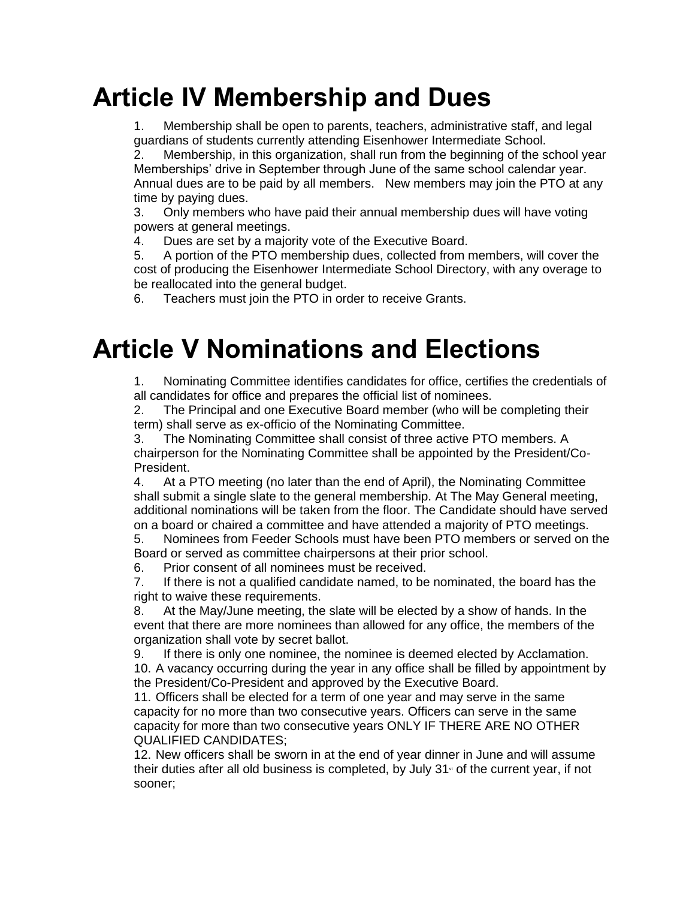# Article IV Membership and Dues

1. Membership shall be open to parents, teachers, administrative staff, and legal guardians of students currently attending Eisenhower Intermediate School.
2. Membership, in this organization, shall run from the beginning of the school year Memberships' drive in September through June of the same school calendar year. Annual dues are to be paid by all members.  New members may join the PTO at any time by paying dues.
3. Only members who have paid their annual membership dues will have voting powers at general meetings.
4. Dues are set by a majority vote of the Executive Board.
5. A portion of the PTO membership dues, collected from members, will cover the cost of producing the Eisenhower Intermediate School Directory, with any overage to be reallocated into the general budget.
6. Teachers must join the PTO in order to receive Grants.

# Article V Nominations and Elections

1. Nominating Committee identifies candidates for office, certifies the credentials of all candidates for office and prepares the official list of nominees.
2. The Principal and one Executive Board member (who will be completing their term) shall serve as ex-officio of the Nominating Committee.
3. The Nominating Committee shall consist of three active PTO members. A chairperson for the Nominating Committee shall be appointed by the President/Co-President.
4. At a PTO meeting (no later than the end of April), the Nominating Committee shall submit a single slate to the general membership. At The May General meeting, additional nominations will be taken from the floor. The Candidate should have served on a board or chaired a committee and have attended a majority of PTO meetings.
5. Nominees from Feeder Schools must have been PTO members or served on the Board or served as committee chairpersons at their prior school.
6. Prior consent of all nominees must be received.
7. If there is not a qualified candidate named, to be nominated, the board has the right to waive these requirements.
8. At the May/June meeting, the slate will be elected by a show of hands. In the event that there are more nominees than allowed for any office, the members of the organization shall vote by secret ballot.
9. If there is only one nominee, the nominee is deemed elected by Acclamation.
10. A vacancy occurring during the year in any office shall be filled by appointment by the President/Co-President and approved by the Executive Board.
11. Officers shall be elected for a term of one year and may serve in the same capacity for no more than two consecutive years. Officers can serve in the same capacity for more than two consecutive years ONLY IF THERE ARE NO OTHER QUALIFIED CANDIDATES;
12. New officers shall be sworn in at the end of year dinner in June and will assume their duties after all old business is completed, by July 31st of the current year, if not sooner;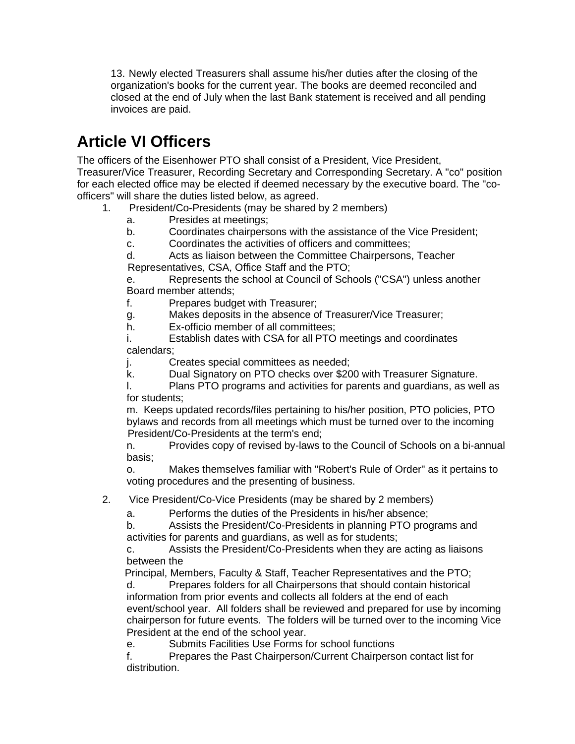13. Newly elected Treasurers shall assume his/her duties after the closing of the organization's books for the current year. The books are deemed reconciled and closed at the end of July when the last Bank statement is received and all pending invoices are paid.

# Article VI Officers

The officers of the Eisenhower PTO shall consist of a President, Vice President, Treasurer/Vice Treasurer, Recording Secretary and Corresponding Secretary. A "co" position for each elected office may be elected if deemed necessary by the executive board. The "co-officers" will share the duties listed below, as agreed.

1. President/Co-Presidents (may be shared by 2 members)
   a. Presides at meetings;
   b. Coordinates chairpersons with the assistance of the Vice President;
   c. Coordinates the activities of officers and committees;
   d. Acts as liaison between the Committee Chairpersons, Teacher Representatives, CSA, Office Staff and the PTO;
   e. Represents the school at Council of Schools ("CSA") unless another Board member attends;
   f. Prepares budget with Treasurer;
   g. Makes deposits in the absence of Treasurer/Vice Treasurer;
   h. Ex-officio member of all committees;
   i. Establish dates with CSA for all PTO meetings and coordinates calendars;
   j. Creates special committees as needed;
   k. Dual Signatory on PTO checks over $200 with Treasurer Signature.
   l. Plans PTO programs and activities for parents and guardians, as well as for students;
   m. Keeps updated records/files pertaining to his/her position, PTO policies, PTO bylaws and records from all meetings which must be turned over to the incoming President/Co-Presidents at the term's end;
   n. Provides copy of revised by-laws to the Council of Schools on a bi-annual basis;
   o. Makes themselves familiar with "Robert's Rule of Order" as it pertains to voting procedures and the presenting of business.

2. Vice President/Co-Vice Presidents (may be shared by 2 members)
   a. Performs the duties of the Presidents in his/her absence;
   b. Assists the President/Co-Presidents in planning PTO programs and activities for parents and guardians, as well as for students;
   c. Assists the President/Co-Presidents when they are acting as liaisons between the Principal, Members, Faculty & Staff, Teacher Representatives and the PTO;
   d. Prepares folders for all Chairpersons that should contain historical information from prior events and collects all folders at the end of each event/school year. All folders shall be reviewed and prepared for use by incoming chairperson for future events. The folders will be turned over to the incoming Vice President at the end of the school year.
   e. Submits Facilities Use Forms for school functions
   f. Prepares the Past Chairperson/Current Chairperson contact list for distribution.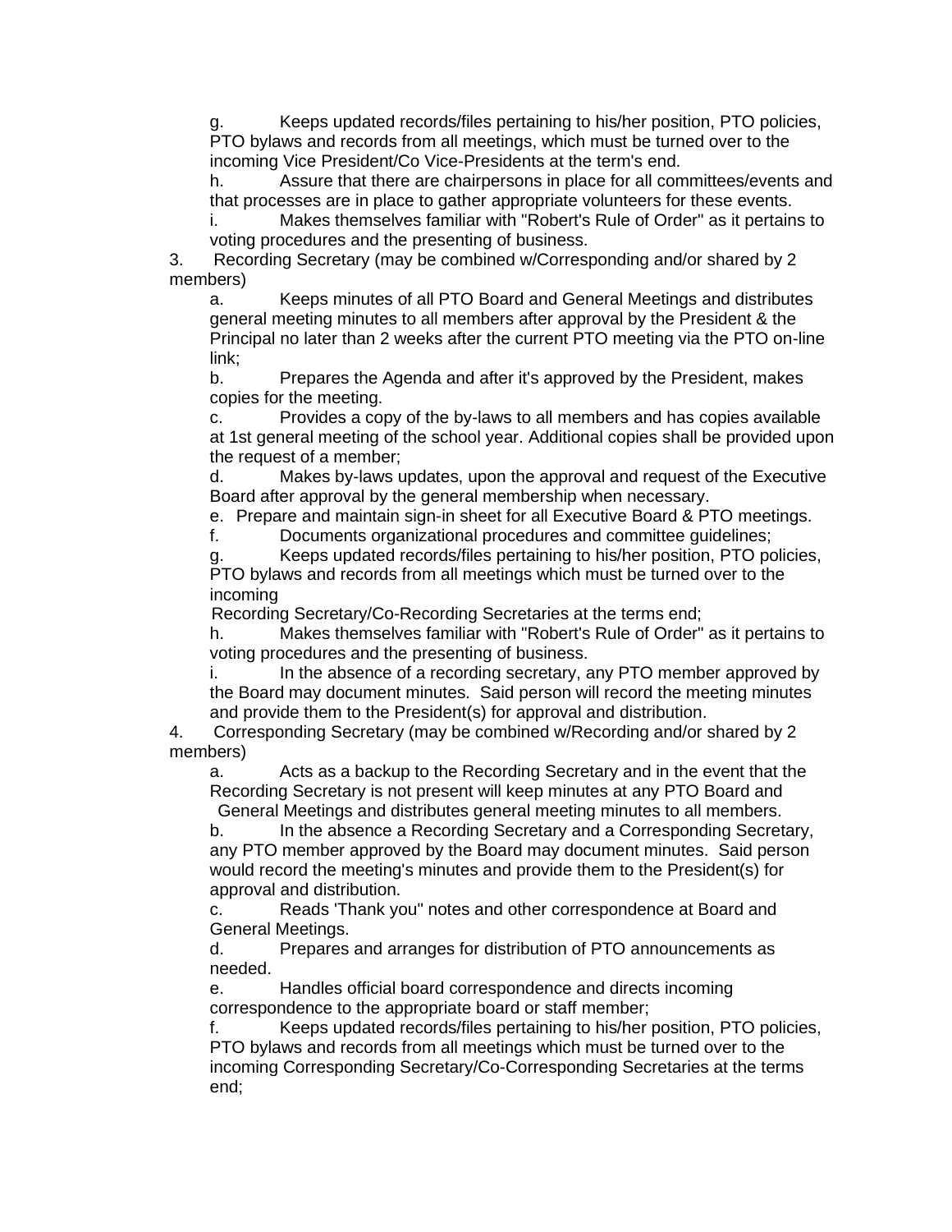g. Keeps updated records/files pertaining to his/her position, PTO policies, PTO bylaws and records from all meetings, which must be turned over to the incoming Vice President/Co Vice-Presidents at the term's end.

h. Assure that there are chairpersons in place for all committees/events and that processes are in place to gather appropriate volunteers for these events.

i. Makes themselves familiar with "Robert's Rule of Order" as it pertains to voting procedures and the presenting of business.

3. Recording Secretary (may be combined w/Corresponding and/or shared by 2 members)

a. Keeps minutes of all PTO Board and General Meetings and distributes general meeting minutes to all members after approval by the President & the Principal no later than 2 weeks after the current PTO meeting via the PTO on-line link;

b. Prepares the Agenda and after it's approved by the President, makes copies for the meeting.

c. Provides a copy of the by-laws to all members and has copies available at 1st general meeting of the school year. Additional copies shall be provided upon the request of a member;

d. Makes by-laws updates, upon the approval and request of the Executive Board after approval by the general membership when necessary.

e. Prepare and maintain sign-in sheet for all Executive Board & PTO meetings.

f. Documents organizational procedures and committee guidelines;

g. Keeps updated records/files pertaining to his/her position, PTO policies, PTO bylaws and records from all meetings which must be turned over to the incoming Recording Secretary/Co-Recording Secretaries at the terms end;

h. Makes themselves familiar with "Robert's Rule of Order" as it pertains to voting procedures and the presenting of business.

i. In the absence of a recording secretary, any PTO member approved by the Board may document minutes. Said person will record the meeting minutes and provide them to the President(s) for approval and distribution.

4. Corresponding Secretary (may be combined w/Recording and/or shared by 2 members)

a. Acts as a backup to the Recording Secretary and in the event that the Recording Secretary is not present will keep minutes at any PTO Board and General Meetings and distributes general meeting minutes to all members.

b. In the absence a Recording Secretary and a Corresponding Secretary, any PTO member approved by the Board may document minutes. Said person would record the meeting's minutes and provide them to the President(s) for approval and distribution.

c. Reads 'Thank you" notes and other correspondence at Board and General Meetings.

d. Prepares and arranges for distribution of PTO announcements as needed.

e. Handles official board correspondence and directs incoming correspondence to the appropriate board or staff member;

f. Keeps updated records/files pertaining to his/her position, PTO policies, PTO bylaws and records from all meetings which must be turned over to the incoming Corresponding Secretary/Co-Corresponding Secretaries at the terms end;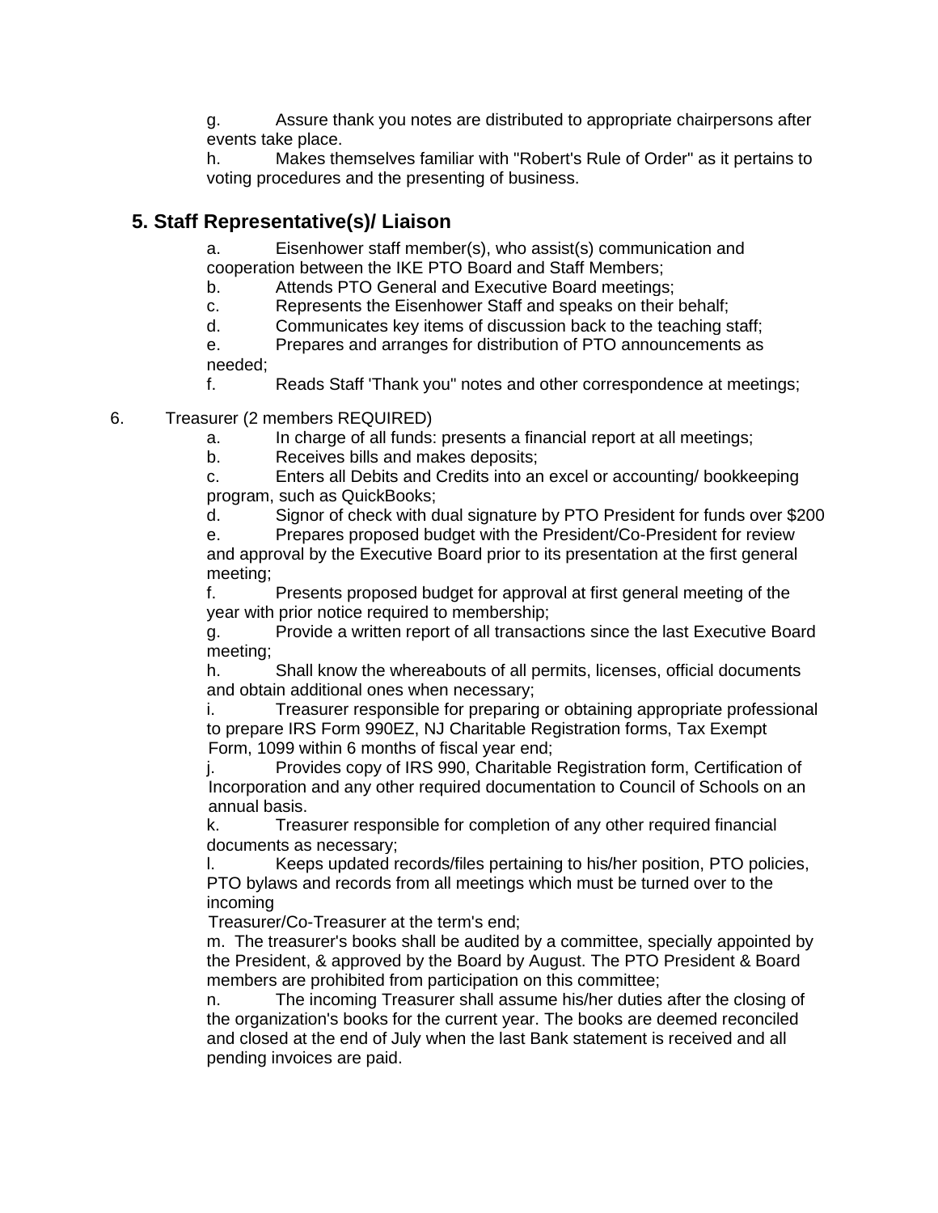g. Assure thank you notes are distributed to appropriate chairpersons after events take place.

h. Makes themselves familiar with "Robert's Rule of Order" as it pertains to voting procedures and the presenting of business.

### 5. Staff Representative(s)/ Liaison

a. Eisenhower staff member(s), who assist(s) communication and cooperation between the IKE PTO Board and Staff Members;

b. Attends PTO General and Executive Board meetings;

c. Represents the Eisenhower Staff and speaks on their behalf;

d. Communicates key items of discussion back to the teaching staff;

e. Prepares and arranges for distribution of PTO announcements as needed;

f. Reads Staff 'Thank you" notes and other correspondence at meetings;

6. Treasurer (2 members REQUIRED)

a. In charge of all funds: presents a financial report at all meetings;

b. Receives bills and makes deposits;

c. Enters all Debits and Credits into an excel or accounting/ bookkeeping program, such as QuickBooks;

d. Signor of check with dual signature by PTO President for funds over $200

e. Prepares proposed budget with the President/Co-President for review and approval by the Executive Board prior to its presentation at the first general meeting;

f. Presents proposed budget for approval at first general meeting of the year with prior notice required to membership;

g. Provide a written report of all transactions since the last Executive Board meeting;

h. Shall know the whereabouts of all permits, licenses, official documents and obtain additional ones when necessary;

i. Treasurer responsible for preparing or obtaining appropriate professional to prepare IRS Form 990EZ, NJ Charitable Registration forms, Tax Exempt Form, 1099 within 6 months of fiscal year end;

j. Provides copy of IRS 990, Charitable Registration form, Certification of Incorporation and any other required documentation to Council of Schools on an annual basis.

k. Treasurer responsible for completion of any other required financial documents as necessary;

l. Keeps updated records/files pertaining to his/her position, PTO policies, PTO bylaws and records from all meetings which must be turned over to the incoming Treasurer/Co-Treasurer at the term's end;

m. The treasurer's books shall be audited by a committee, specially appointed by the President, & approved by the Board by August. The PTO President & Board members are prohibited from participation on this committee;

n. The incoming Treasurer shall assume his/her duties after the closing of the organization's books for the current year. The books are deemed reconciled and closed at the end of July when the last Bank statement is received and all pending invoices are paid.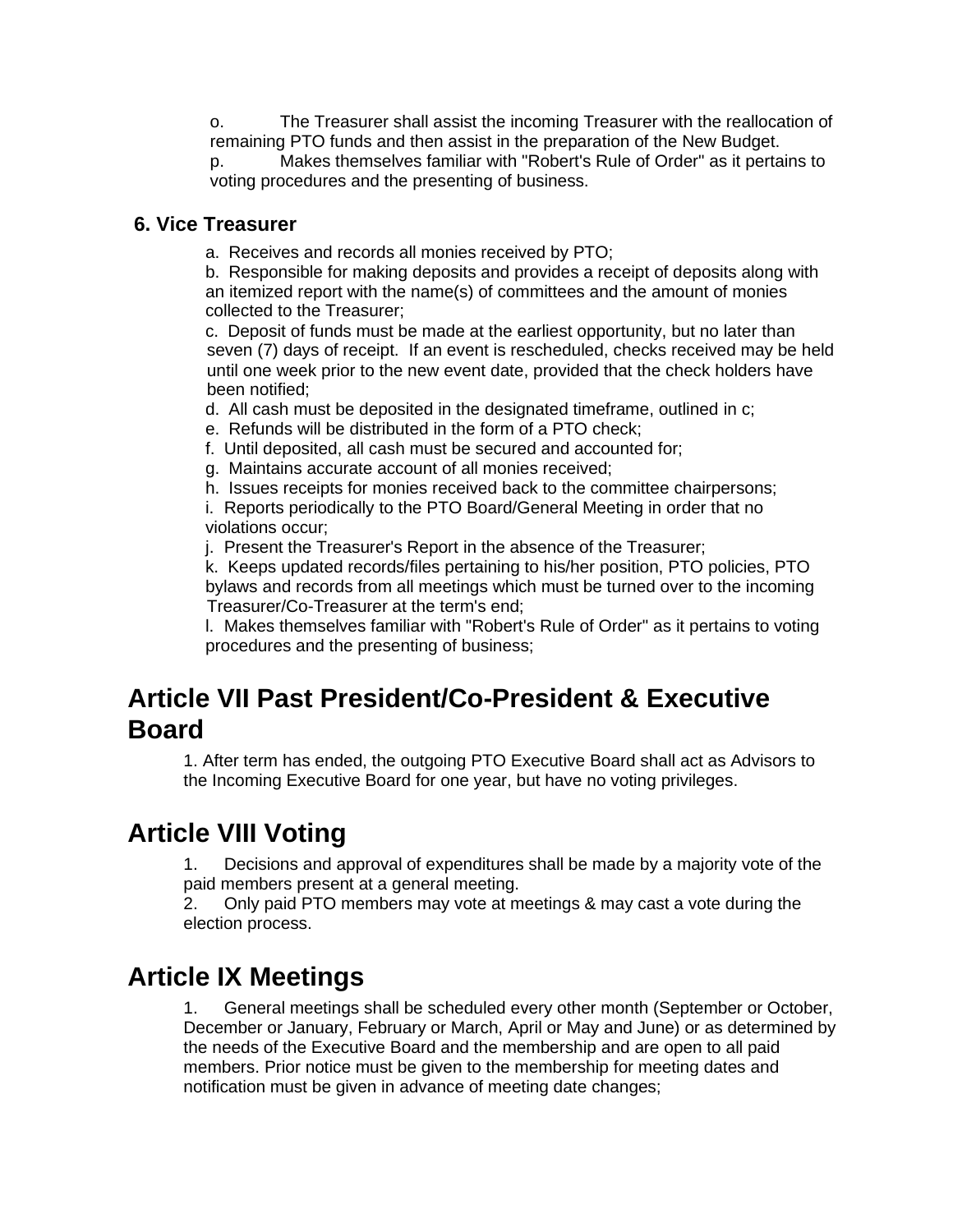o. The Treasurer shall assist the incoming Treasurer with the reallocation of remaining PTO funds and then assist in the preparation of the New Budget.

p. Makes themselves familiar with "Robert's Rule of Order" as it pertains to voting procedures and the presenting of business.

### 6. Vice Treasurer

a. Receives and records all monies received by PTO;

b. Responsible for making deposits and provides a receipt of deposits along with an itemized report with the name(s) of committees and the amount of monies collected to the Treasurer;

c. Deposit of funds must be made at the earliest opportunity, but no later than seven (7) days of receipt. If an event is rescheduled, checks received may be held until one week prior to the new event date, provided that the check holders have been notified;

d. All cash must be deposited in the designated timeframe, outlined in c;

e. Refunds will be distributed in the form of a PTO check;

f. Until deposited, all cash must be secured and accounted for;

g. Maintains accurate account of all monies received;

h. Issues receipts for monies received back to the committee chairpersons;

i. Reports periodically to the PTO Board/General Meeting in order that no violations occur;

j. Present the Treasurer's Report in the absence of the Treasurer;

k. Keeps updated records/files pertaining to his/her position, PTO policies, PTO bylaws and records from all meetings which must be turned over to the incoming Treasurer/Co-Treasurer at the term's end;

l. Makes themselves familiar with "Robert's Rule of Order" as it pertains to voting procedures and the presenting of business;

# Article VII Past President/Co-President & Executive Board

1. After term has ended, the outgoing PTO Executive Board shall act as Advisors to the Incoming Executive Board for one year, but have no voting privileges.

# Article VIII Voting

1. Decisions and approval of expenditures shall be made by a majority vote of the paid members present at a general meeting.
2. Only paid PTO members may vote at meetings & may cast a vote during the election process.

# Article IX Meetings

1. General meetings shall be scheduled every other month (September or October, December or January, February or March, April or May and June) or as determined by the needs of the Executive Board and the membership and are open to all paid members. Prior notice must be given to the membership for meeting dates and notification must be given in advance of meeting date changes;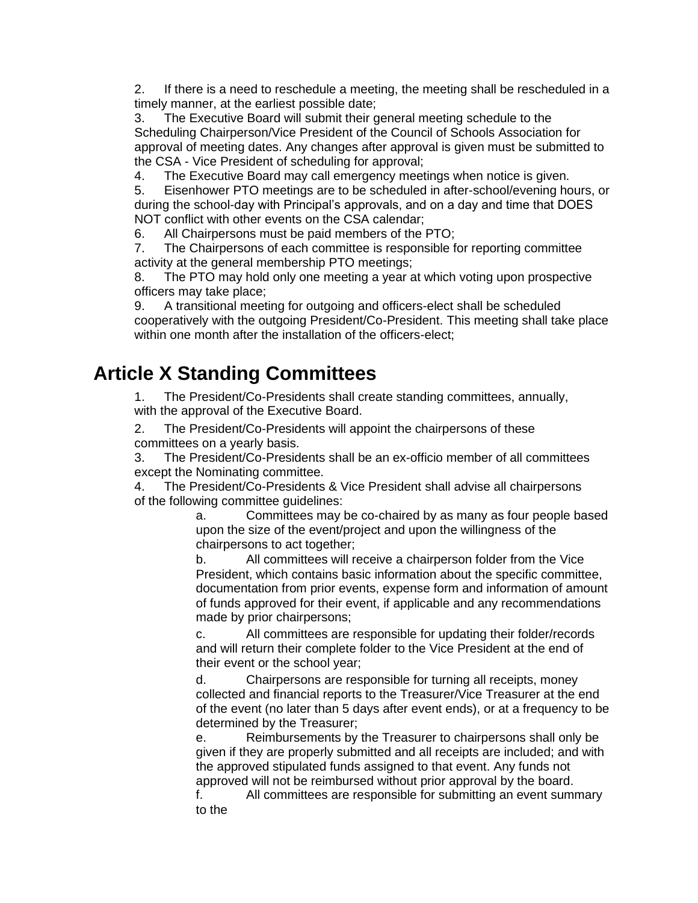2. If there is a need to reschedule a meeting, the meeting shall be rescheduled in a timely manner, at the earliest possible date;
3. The Executive Board will submit their general meeting schedule to the Scheduling Chairperson/Vice President of the Council of Schools Association for approval of meeting dates. Any changes after approval is given must be submitted to the CSA - Vice President of scheduling for approval;
4. The Executive Board may call emergency meetings when notice is given.
5. Eisenhower PTO meetings are to be scheduled in after-school/evening hours, or during the school-day with Principal's approvals, and on a day and time that DOES NOT conflict with other events on the CSA calendar;
6. All Chairpersons must be paid members of the PTO;
7. The Chairpersons of each committee is responsible for reporting committee activity at the general membership PTO meetings;
8. The PTO may hold only one meeting a year at which voting upon prospective officers may take place;
9. A transitional meeting for outgoing and officers-elect shall be scheduled cooperatively with the outgoing President/Co-President. This meeting shall take place within one month after the installation of the officers-elect;

# Article X Standing Committees

1. The President/Co-Presidents shall create standing committees, annually, with the approval of the Executive Board.
2. The President/Co-Presidents will appoint the chairpersons of these committees on a yearly basis.
3. The President/Co-Presidents shall be an ex-officio member of all committees except the Nominating committee.
4. The President/Co-Presidents & Vice President shall advise all chairpersons of the following committee guidelines:
   - a. Committees may be co-chaired by as many as four people based upon the size of the event/project and upon the willingness of the chairpersons to act together;
   - b. All committees will receive a chairperson folder from the Vice President, which contains basic information about the specific committee, documentation from prior events, expense form and information of amount of funds approved for their event, if applicable and any recommendations made by prior chairpersons;
   - c. All committees are responsible for updating their folder/records and will return their complete folder to the Vice President at the end of their event or the school year;
   - d. Chairpersons are responsible for turning all receipts, money collected and financial reports to the Treasurer/Vice Treasurer at the end of the event (no later than 5 days after event ends), or at a frequency to be determined by the Treasurer;
   - e. Reimbursements by the Treasurer to chairpersons shall only be given if they are properly submitted and all receipts are included; and with the approved stipulated funds assigned to that event. Any funds not approved will not be reimbursed without prior approval by the board.
   - f. All committees are responsible for submitting an event summary to the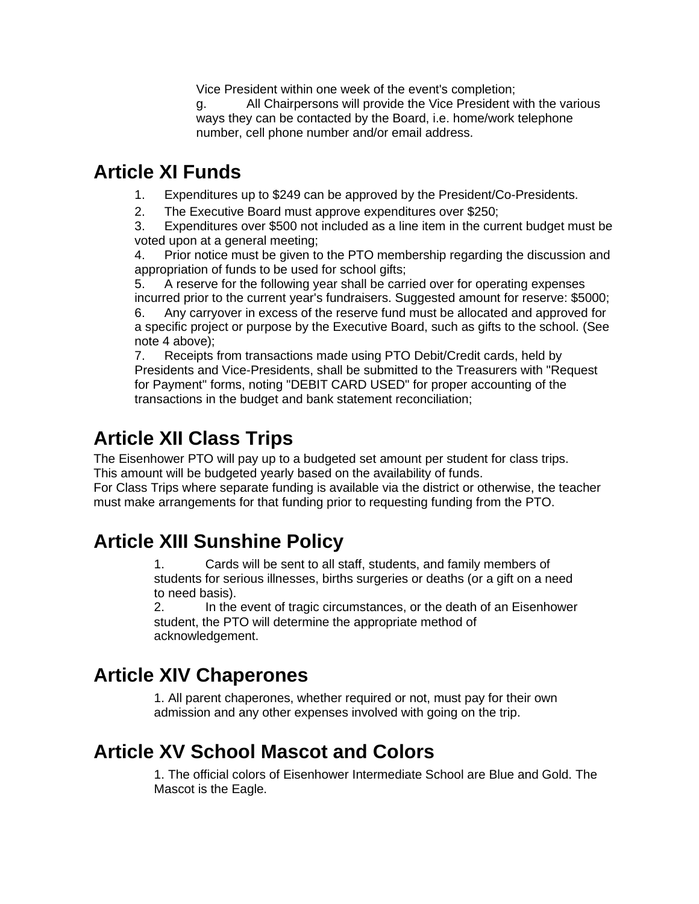Vice President within one week of the event's completion;

g. All Chairpersons will provide the Vice President with the various ways they can be contacted by the Board, i.e. home/work telephone number, cell phone number and/or email address.

# Article XI Funds

1. Expenditures up to $249 can be approved by the President/Co-Presidents.
2. The Executive Board must approve expenditures over $250;
3. Expenditures over $500 not included as a line item in the current budget must be voted upon at a general meeting;
4. Prior notice must be given to the PTO membership regarding the discussion and appropriation of funds to be used for school gifts;
5. A reserve for the following year shall be carried over for operating expenses incurred prior to the current year's fundraisers. Suggested amount for reserve: $5000;
6. Any carryover in excess of the reserve fund must be allocated and approved for a specific project or purpose by the Executive Board, such as gifts to the school. (See note 4 above);
7. Receipts from transactions made using PTO Debit/Credit cards, held by Presidents and Vice-Presidents, shall be submitted to the Treasurers with "Request for Payment" forms, noting "DEBIT CARD USED" for proper accounting of the transactions in the budget and bank statement reconciliation;

# Article XII Class Trips

The Eisenhower PTO will pay up to a budgeted set amount per student for class trips. This amount will be budgeted yearly based on the availability of funds.
For Class Trips where separate funding is available via the district or otherwise, the teacher must make arrangements for that funding prior to requesting funding from the PTO.

# Article XIII Sunshine Policy

1. Cards will be sent to all staff, students, and family members of students for serious illnesses, births surgeries or deaths (or a gift on a need to need basis).
2. In the event of tragic circumstances, or the death of an Eisenhower student, the PTO will determine the appropriate method of acknowledgement.

# Article XIV Chaperones

1. All parent chaperones, whether required or not, must pay for their own admission and any other expenses involved with going on the trip.

# Article XV School Mascot and Colors

1. The official colors of Eisenhower Intermediate School are Blue and Gold. The Mascot is the Eagle.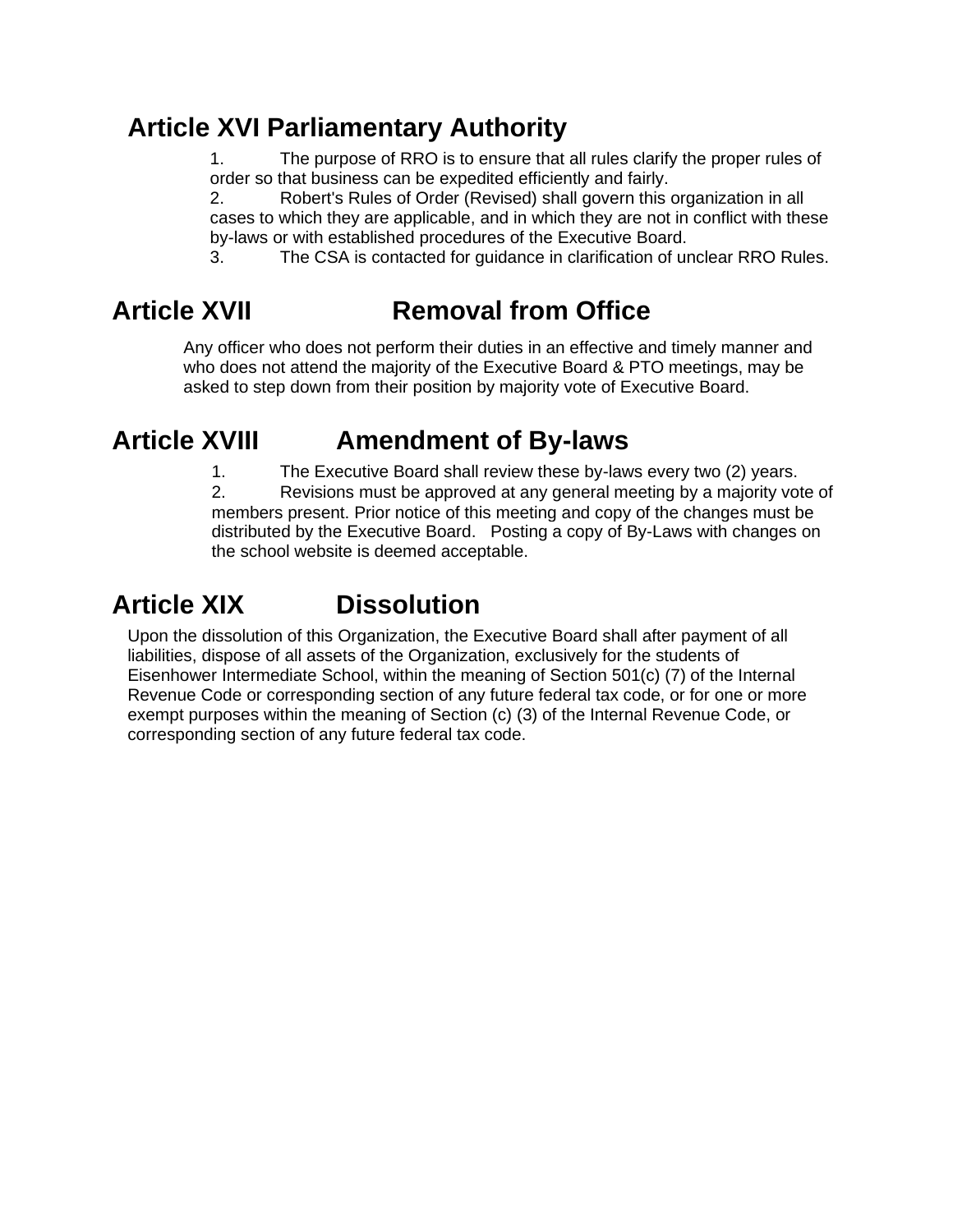## Article XVI Parliamentary Authority

1. The purpose of RRO is to ensure that all rules clarify the proper rules of order so that business can be expedited efficiently and fairly.
2. Robert's Rules of Order (Revised) shall govern this organization in all cases to which they are applicable, and in which they are not in conflict with these by-laws or with established procedures of the Executive Board.
3. The CSA is contacted for guidance in clarification of unclear RRO Rules.

## Article XVII Removal from Office

Any officer who does not perform their duties in an effective and timely manner and who does not attend the majority of the Executive Board & PTO meetings, may be asked to step down from their position by majority vote of Executive Board.

## Article XVIII Amendment of By-laws

1. The Executive Board shall review these by-laws every two (2) years.
2. Revisions must be approved at any general meeting by a majority vote of members present. Prior notice of this meeting and copy of the changes must be distributed by the Executive Board. Posting a copy of By-Laws with changes on the school website is deemed acceptable.

## Article XIX Dissolution

Upon the dissolution of this Organization, the Executive Board shall after payment of all liabilities, dispose of all assets of the Organization, exclusively for the students of Eisenhower Intermediate School, within the meaning of Section 501(c) (7) of the Internal Revenue Code or corresponding section of any future federal tax code, or for one or more exempt purposes within the meaning of Section (c) (3) of the Internal Revenue Code, or corresponding section of any future federal tax code.